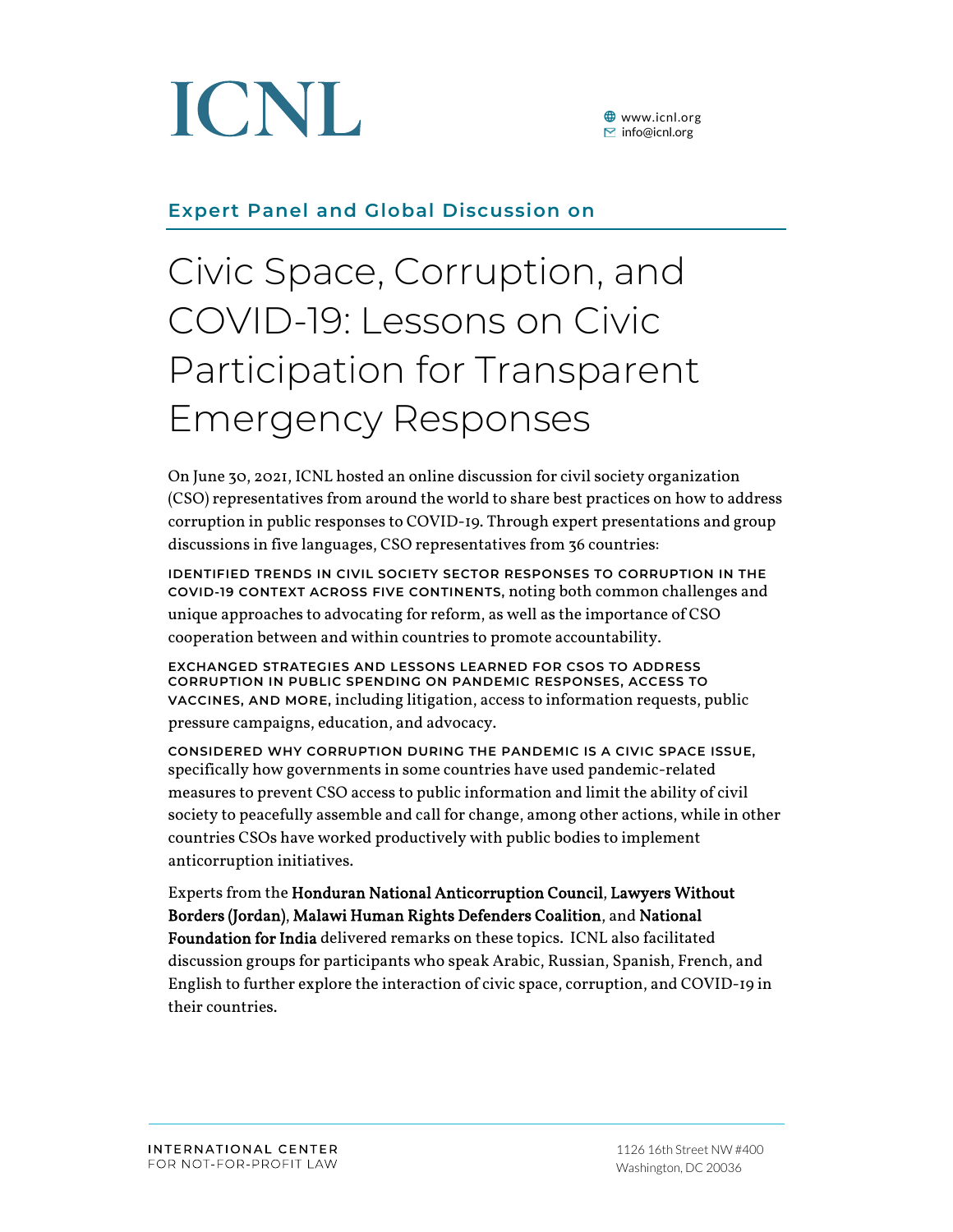ICNL

www.icnl.org
info@icnl.org

## Expert Panel and Global Discussion on

# Civic Space, Corruption, and COVID-19: Lessons on Civic Participation for Transparent Emergency Responses

On June 30, 2021, ICNL hosted an online discussion for civil society organization (CSO) representatives from around the world to share best practices on how to address corruption in public responses to COVID-19. Through expert presentations and group discussions in five languages, CSO representatives from 36 countries:

**IDENTIFIED TRENDS IN CIVIL SOCIETY SECTOR RESPONSES TO CORRUPTION IN THE COVID-19 CONTEXT ACROSS FIVE CONTINENTS,** noting both common challenges and unique approaches to advocating for reform, as well as the importance of CSO cooperation between and within countries to promote accountability.

**EXCHANGED STRATEGIES AND LESSONS LEARNED FOR CSOS TO ADDRESS CORRUPTION IN PUBLIC SPENDING ON PANDEMIC RESPONSES, ACCESS TO VACCINES, AND MORE,** including litigation, access to information requests, public pressure campaigns, education, and advocacy.

**CONSIDERED WHY CORRUPTION DURING THE PANDEMIC IS A CIVIC SPACE ISSUE,** specifically how governments in some countries have used pandemic-related measures to prevent CSO access to public information and limit the ability of civil society to peacefully assemble and call for change, among other actions, while in other countries CSOs have worked productively with public bodies to implement anticorruption initiatives.

Experts from the **Honduran National Anticorruption Council**, **Lawyers Without Borders (Jordan)**, **Malawi Human Rights Defenders Coalition**, and **National Foundation for India** delivered remarks on these topics. ICNL also facilitated discussion groups for participants who speak Arabic, Russian, Spanish, French, and English to further explore the interaction of civic space, corruption, and COVID-19 in their countries.

INTERNATIONAL CENTER FOR NOT-FOR-PROFIT LAW

1126 16th Street NW #400
Washington, DC 20036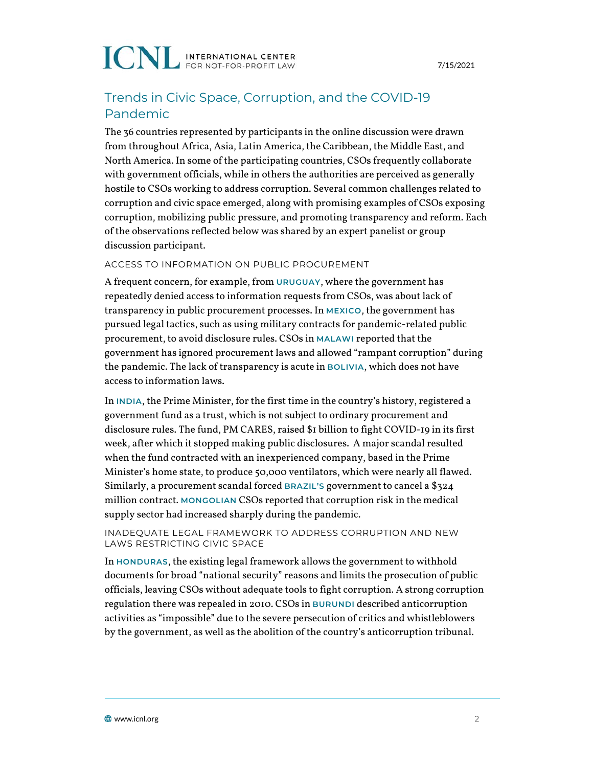## Trends in Civic Space, Corruption, and the COVID-19 Pandemic

The 36 countries represented by participants in the online discussion were drawn from throughout Africa, Asia, Latin America, the Caribbean, the Middle East, and North America. In some of the participating countries, CSOs frequently collaborate with government officials, while in others the authorities are perceived as generally hostile to CSOs working to address corruption. Several common challenges related to corruption and civic space emerged, along with promising examples of CSOs exposing corruption, mobilizing public pressure, and promoting transparency and reform. Each of the observations reflected below was shared by an expert panelist or group discussion participant.

### ACCESS TO INFORMATION ON PUBLIC PROCUREMENT

A frequent concern, for example, from **URUGUAY**, where the government has repeatedly denied access to information requests from CSOs, was about lack of transparency in public procurement processes. In **MEXICO**, the government has pursued legal tactics, such as using military contracts for pandemic-related public procurement, to avoid disclosure rules. CSOs in **MALAWI** reported that the government has ignored procurement laws and allowed "rampant corruption" during the pandemic. The lack of transparency is acute in **BOLIVIA**, which does not have access to information laws.

In **INDIA**, the Prime Minister, for the first time in the country's history, registered a government fund as a trust, which is not subject to ordinary procurement and disclosure rules. The fund, PM CARES, raised $1 billion to fight COVID-19 in its first week, after which it stopped making public disclosures. A major scandal resulted when the fund contracted with an inexperienced company, based in the Prime Minister's home state, to produce 50,000 ventilators, which were nearly all flawed. Similarly, a procurement scandal forced **BRAZIL'S** government to cancel a $324 million contract. **MONGOLIAN** CSOs reported that corruption risk in the medical supply sector had increased sharply during the pandemic.

### INADEQUATE LEGAL FRAMEWORK TO ADDRESS CORRUPTION AND NEW LAWS RESTRICTING CIVIC SPACE

In **HONDURAS**, the existing legal framework allows the government to withhold documents for broad "national security" reasons and limits the prosecution of public officials, leaving CSOs without adequate tools to fight corruption. A strong corruption regulation there was repealed in 2010. CSOs in **BURUNDI** described anticorruption activities as "impossible" due to the severe persecution of critics and whistleblowers by the government, as well as the abolition of the country's anticorruption tribunal.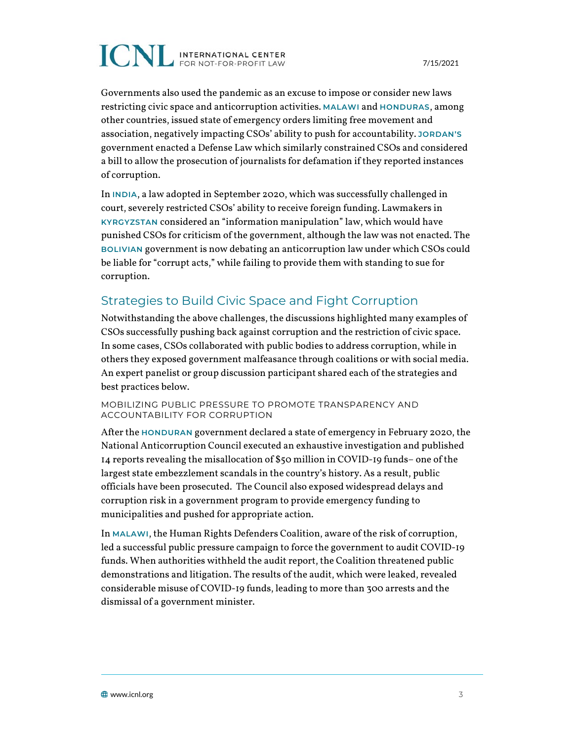Governments also used the pandemic as an excuse to impose or consider new laws restricting civic space and anticorruption activities. MALAWI and HONDURAS, among other countries, issued state of emergency orders limiting free movement and association, negatively impacting CSOs' ability to push for accountability. JORDAN'S government enacted a Defense Law which similarly constrained CSOs and considered a bill to allow the prosecution of journalists for defamation if they reported instances of corruption.

In INDIA, a law adopted in September 2020, which was successfully challenged in court, severely restricted CSOs' ability to receive foreign funding. Lawmakers in KYRGYZSTAN considered an "information manipulation" law, which would have punished CSOs for criticism of the government, although the law was not enacted. The BOLIVIAN government is now debating an anticorruption law under which CSOs could be liable for "corrupt acts," while failing to provide them with standing to sue for corruption.

## Strategies to Build Civic Space and Fight Corruption

Notwithstanding the above challenges, the discussions highlighted many examples of CSOs successfully pushing back against corruption and the restriction of civic space. In some cases, CSOs collaborated with public bodies to address corruption, while in others they exposed government malfeasance through coalitions or with social media. An expert panelist or group discussion participant shared each of the strategies and best practices below.

### MOBILIZING PUBLIC PRESSURE TO PROMOTE TRANSPARENCY AND ACCOUNTABILITY FOR CORRUPTION

After the HONDURAN government declared a state of emergency in February 2020, the National Anticorruption Council executed an exhaustive investigation and published 14 reports revealing the misallocation of $50 million in COVID-19 funds– one of the largest state embezzlement scandals in the country's history. As a result, public officials have been prosecuted. The Council also exposed widespread delays and corruption risk in a government program to provide emergency funding to municipalities and pushed for appropriate action.

In MALAWI, the Human Rights Defenders Coalition, aware of the risk of corruption, led a successful public pressure campaign to force the government to audit COVID-19 funds. When authorities withheld the audit report, the Coalition threatened public demonstrations and litigation. The results of the audit, which were leaked, revealed considerable misuse of COVID-19 funds, leading to more than 300 arrests and the dismissal of a government minister.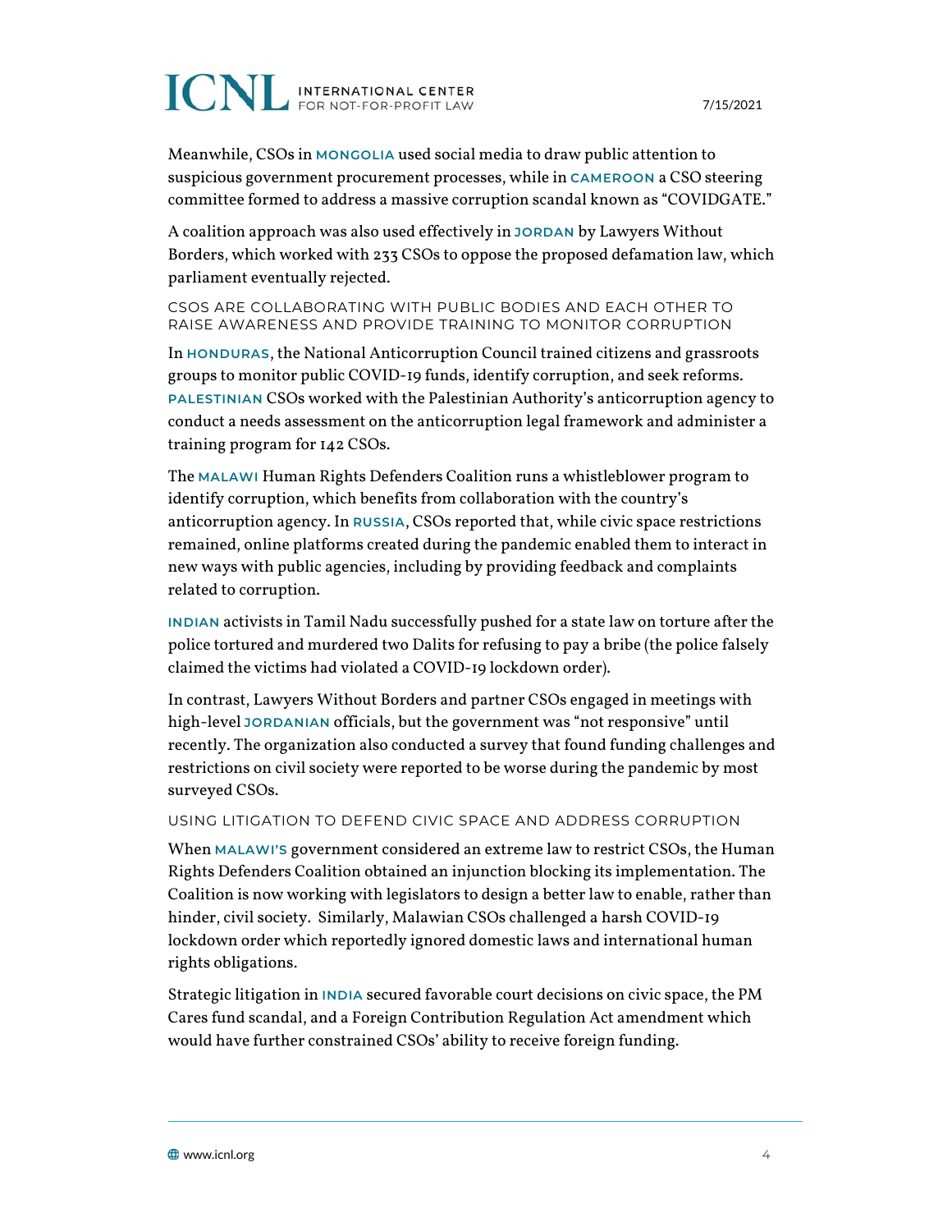Meanwhile, CSOs in **MONGOLIA** used social media to draw public attention to suspicious government procurement processes, while in **CAMEROON** a CSO steering committee formed to address a massive corruption scandal known as "COVIDGATE."

A coalition approach was also used effectively in **JORDAN** by Lawyers Without Borders, which worked with 233 CSOs to oppose the proposed defamation law, which parliament eventually rejected.

### CSOS ARE COLLABORATING WITH PUBLIC BODIES AND EACH OTHER TO RAISE AWARENESS AND PROVIDE TRAINING TO MONITOR CORRUPTION

In **HONDURAS**, the National Anticorruption Council trained citizens and grassroots groups to monitor public COVID-19 funds, identify corruption, and seek reforms. **PALESTINIAN** CSOs worked with the Palestinian Authority's anticorruption agency to conduct a needs assessment on the anticorruption legal framework and administer a training program for 142 CSOs.

The **MALAWI** Human Rights Defenders Coalition runs a whistleblower program to identify corruption, which benefits from collaboration with the country's anticorruption agency. In **RUSSIA**, CSOs reported that, while civic space restrictions remained, online platforms created during the pandemic enabled them to interact in new ways with public agencies, including by providing feedback and complaints related to corruption.

**INDIAN** activists in Tamil Nadu successfully pushed for a state law on torture after the police tortured and murdered two Dalits for refusing to pay a bribe (the police falsely claimed the victims had violated a COVID-19 lockdown order).

In contrast, Lawyers Without Borders and partner CSOs engaged in meetings with high-level **JORDANIAN** officials, but the government was "not responsive" until recently. The organization also conducted a survey that found funding challenges and restrictions on civil society were reported to be worse during the pandemic by most surveyed CSOs.

### USING LITIGATION TO DEFEND CIVIC SPACE AND ADDRESS CORRUPTION

When **MALAWI'S** government considered an extreme law to restrict CSOs, the Human Rights Defenders Coalition obtained an injunction blocking its implementation. The Coalition is now working with legislators to design a better law to enable, rather than hinder, civil society. Similarly, Malawian CSOs challenged a harsh COVID-19 lockdown order which reportedly ignored domestic laws and international human rights obligations.

Strategic litigation in **INDIA** secured favorable court decisions on civic space, the PM Cares fund scandal, and a Foreign Contribution Regulation Act amendment which would have further constrained CSOs' ability to receive foreign funding.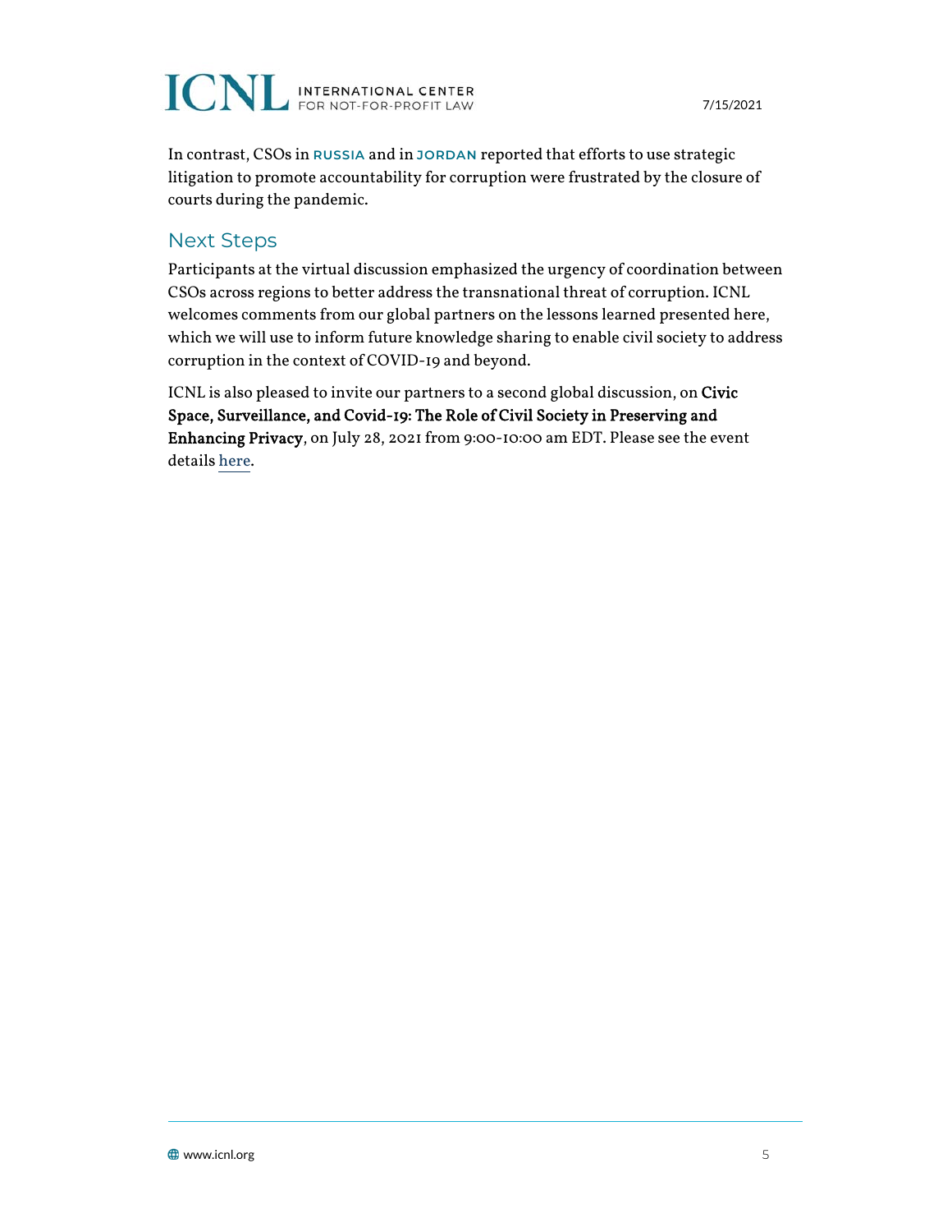In contrast, CSOs in **RUSSIA** and in **JORDAN** reported that efforts to use strategic litigation to promote accountability for corruption were frustrated by the closure of courts during the pandemic.

## Next Steps

Participants at the virtual discussion emphasized the urgency of coordination between CSOs across regions to better address the transnational threat of corruption. ICNL welcomes comments from our global partners on the lessons learned presented here, which we will use to inform future knowledge sharing to enable civil society to address corruption in the context of COVID-19 and beyond.

ICNL is also pleased to invite our partners to a second global discussion, on **Civic Space, Surveillance, and Covid-19: The Role of Civil Society in Preserving and Enhancing Privacy**, on July 28, 2021 from 9:00-10:00 am EDT. Please see the event details here.